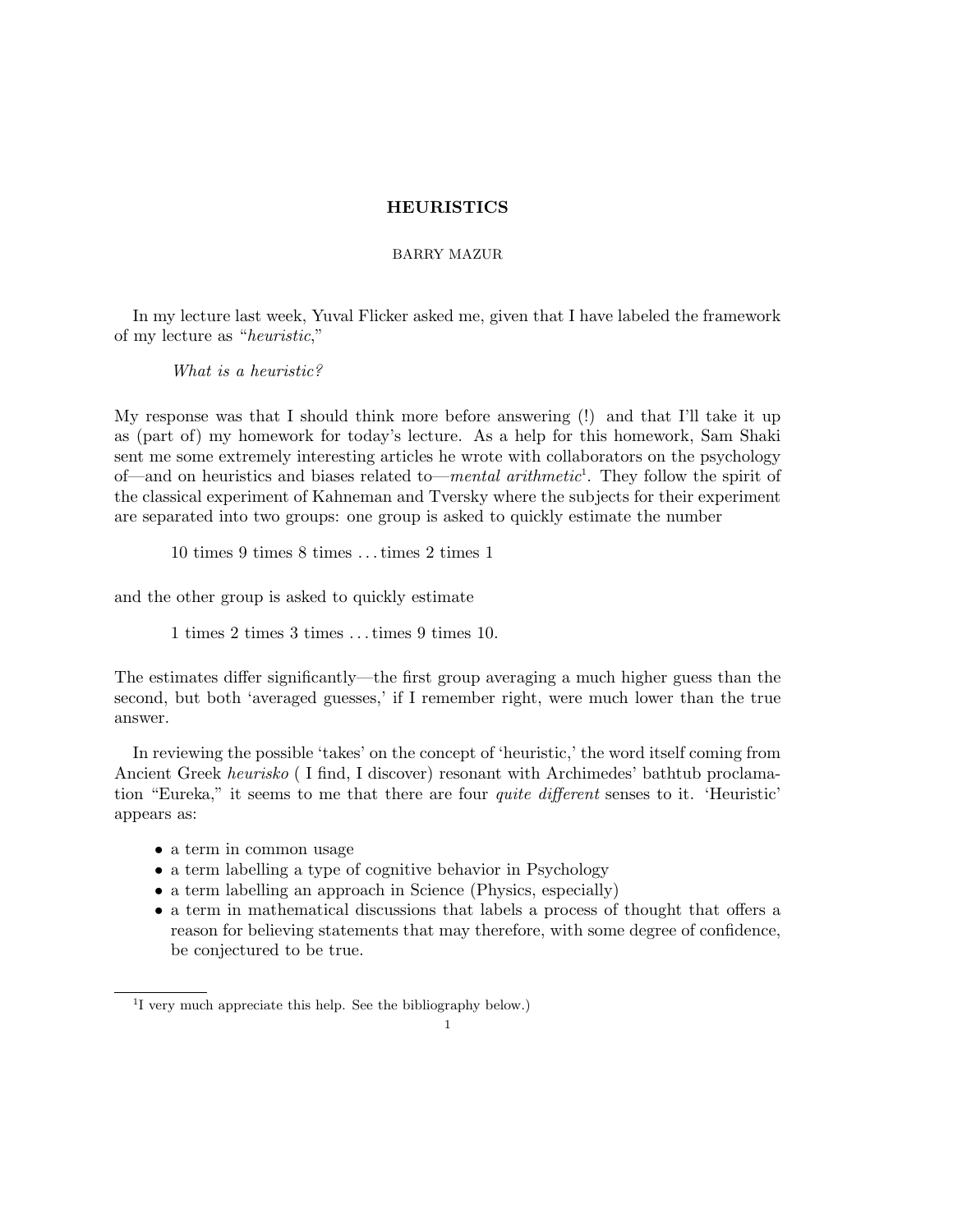# HEURISTICS

BARRY MAZUR

In my lecture last week, Yuval Flicker asked me, given that I have labeled the framework of my lecture as "*heuristic*,"

> *What is a heuristic?*

My response was that I should think more before answering (!) and that I'll take it up as (part of) my homework for today's lecture. As a help for this homework, Sam Shaki sent me some extremely interesting articles he wrote with collaborators on the psychology of—and on heuristics and biases related to—*mental arithmetic*[1]. They follow the spirit of the classical experiment of Kahneman and Tversky where the subjects for their experiment are separated into two groups: one group is asked to quickly estimate the number

> 10 times 9 times 8 times . . . times 2 times 1

and the other group is asked to quickly estimate

> 1 times 2 times 3 times . . . times 9 times 10.

The estimates differ significantly—the first group averaging a much higher guess than the second, but both 'averaged guesses,' if I remember right, were much lower than the true answer.

In reviewing the possible 'takes' on the concept of 'heuristic,' the word itself coming from Ancient Greek *heurisko* ( I find, I discover) resonant with Archimedes' bathtub proclamation "Eureka," it seems to me that there are four *quite different* senses to it. 'Heuristic' appears as:

- a term in common usage
- a term labelling a type of cognitive behavior in Psychology
- a term labelling an approach in Science (Physics, especially)
- a term in mathematical discussions that labels a process of thought that offers a reason for believing statements that may therefore, with some degree of confidence, be conjectured to be true.

[1] I very much appreciate this help. See the bibliography below.)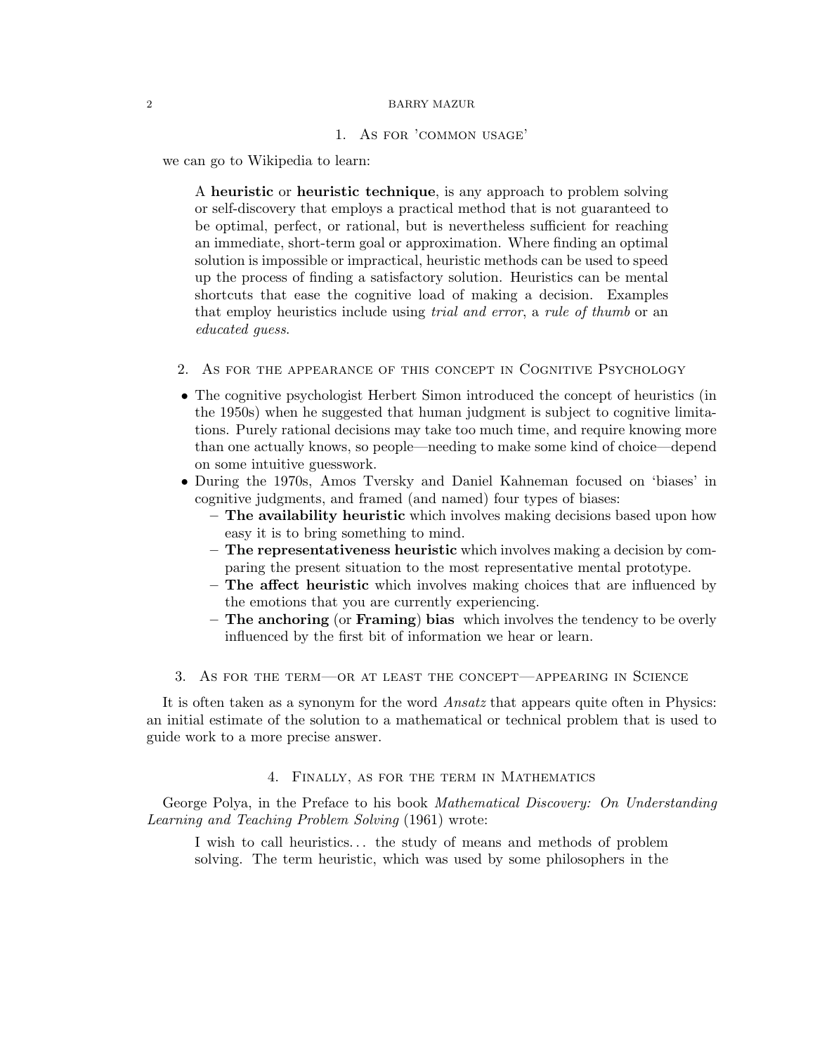## 1. As for 'common usage'

we can go to Wikipedia to learn:

> A **heuristic** or **heuristic technique**, is any approach to problem solving or self-discovery that employs a practical method that is not guaranteed to be optimal, perfect, or rational, but is nevertheless sufficient for reaching an immediate, short-term goal or approximation. Where finding an optimal solution is impossible or impractical, heuristic methods can be used to speed up the process of finding a satisfactory solution. Heuristics can be mental shortcuts that ease the cognitive load of making a decision. Examples that employ heuristics include using *trial and error*, a *rule of thumb* or an *educated guess*.

## 2. As for the appearance of this concept in Cognitive Psychology

- The cognitive psychologist Herbert Simon introduced the concept of heuristics (in the 1950s) when he suggested that human judgment is subject to cognitive limitations. Purely rational decisions may take too much time, and require knowing more than one actually knows, so people—needing to make some kind of choice—depend on some intuitive guesswork.
- During the 1970s, Amos Tversky and Daniel Kahneman focused on 'biases' in cognitive judgments, and framed (and named) four types of biases:
  - **The availability heuristic** which involves making decisions based upon how easy it is to bring something to mind.
  - **The representativeness heuristic** which involves making a decision by comparing the present situation to the most representative mental prototype.
  - **The affect heuristic** which involves making choices that are influenced by the emotions that you are currently experiencing.
  - **The anchoring** (or **Framing**) **bias** which involves the tendency to be overly influenced by the first bit of information we hear or learn.

## 3. As for the term—or at least the concept—appearing in Science

It is often taken as a synonym for the word *Ansatz* that appears quite often in Physics: an initial estimate of the solution to a mathematical or technical problem that is used to guide work to a more precise answer.

## 4. Finally, as for the term in Mathematics

George Polya, in the Preface to his book *Mathematical Discovery: On Understanding Learning and Teaching Problem Solving* (1961) wrote:

> I wish to call heuristics... the study of means and methods of problem solving. The term heuristic, which was used by some philosophers in the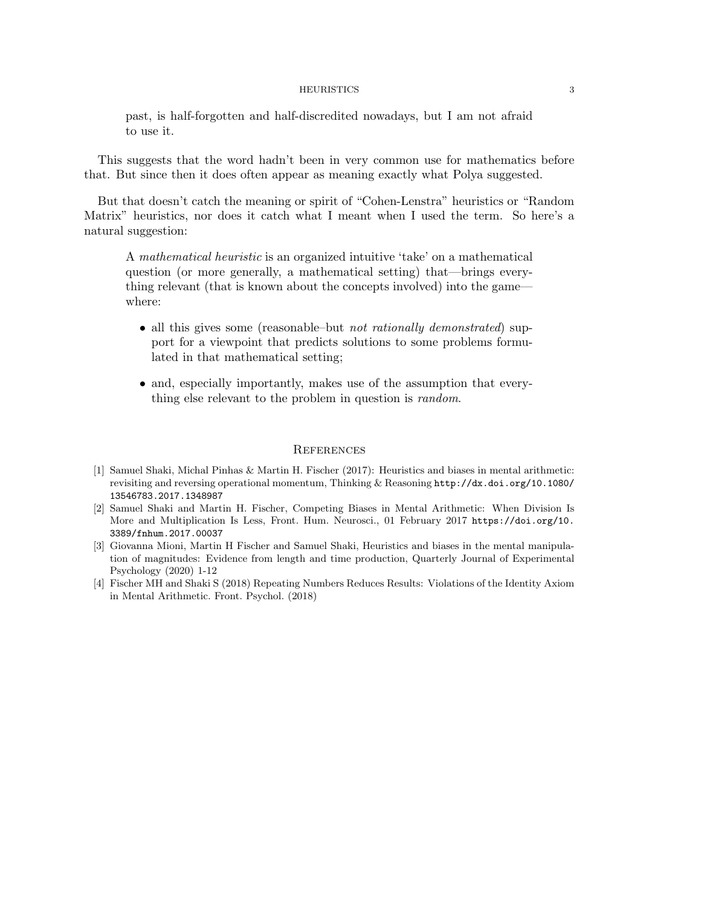> past, is half-forgotten and half-discredited nowadays, but I am not afraid to use it.

This suggests that the word hadn't been in very common use for mathematics before that. But since then it does often appear as meaning exactly what Polya suggested.

But that doesn't catch the meaning or spirit of "Cohen-Lenstra" heuristics or "Random Matrix" heuristics, nor does it catch what I meant when I used the term. So here's a natural suggestion:

> A *mathematical heuristic* is an organized intuitive 'take' on a mathematical question (or more generally, a mathematical setting) that—brings everything relevant (that is known about the concepts involved) into the game—where:
>
> - all this gives some (reasonable–but *not rationally demonstrated*) support for a viewpoint that predicts solutions to some problems formulated in that mathematical setting;
> - and, especially importantly, makes use of the assumption that everything else relevant to the problem in question is *random*.

## References

[1] Samuel Shaki, Michal Pinhas & Martin H. Fischer (2017): Heuristics and biases in mental arithmetic: revisiting and reversing operational momentum, Thinking & Reasoning `http://dx.doi.org/10.1080/13546783.2017.1348987`

[2] Samuel Shaki and Martin H. Fischer, Competing Biases in Mental Arithmetic: When Division Is More and Multiplication Is Less, Front. Hum. Neurosci., 01 February 2017 `https://doi.org/10.3389/fnhum.2017.00037`

[3] Giovanna Mioni, Martin H Fischer and Samuel Shaki, Heuristics and biases in the mental manipulation of magnitudes: Evidence from length and time production, Quarterly Journal of Experimental Psychology (2020) 1-12

[4] Fischer MH and Shaki S (2018) Repeating Numbers Reduces Results: Violations of the Identity Axiom in Mental Arithmetic. Front. Psychol. (2018)